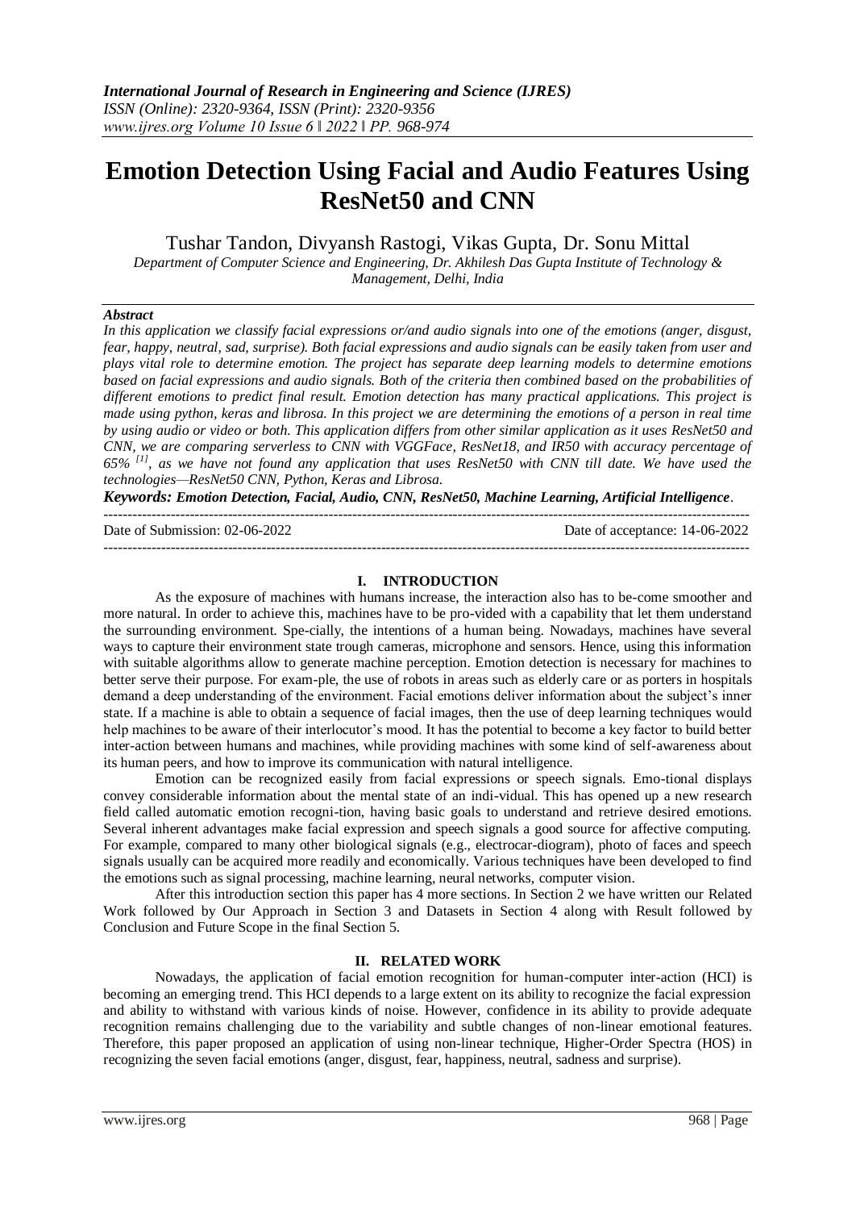# Emotion Detection Using Facial and Audio Features Using ResNet50 and CNN

Tushar Tandon, Divyansh Rastogi, Vikas Gupta, Dr. Sonu Mittal

*Department of Computer Science and Engineering, Dr. Akhilesh Das Gupta Institute of Technology & Management, Delhi, India*

### *Abstract*

*In this application we classify facial expressions or/and audio signals into one of the emotions (anger, disgust, fear, happy, neutral, sad, surprise). Both facial expressions and audio signals can be easily taken from user and plays vital role to determine emotion. The project has separate deep learning models to determine emotions based on facial expressions and audio signals. Both of the criteria then combined based on the probabilities of different emotions to predict final result. Emotion detection has many practical applications. This project is made using python, keras and librosa. In this project we are determining the emotions of a person in real time by using audio or video or both. This application differs from other similar application as it uses ResNet50 and CNN, we are comparing serverless to CNN with VGGFace, ResNet18, and IR50 with accuracy percentage of 65% [1], as we have not found any application that uses ResNet50 with CNN till date. We have used the technologies—ResNet50 CNN, Python, Keras and Librosa.*

***Keywords: Emotion Detection, Facial, Audio, CNN, ResNet50, Machine Learning, Artificial Intelligence***.

---

Date of Submission: 02-06-2022 | Date of acceptance: 14-06-2022

---

## I. INTRODUCTION

As the exposure of machines with humans increase, the interaction also has to be-come smoother and more natural. In order to achieve this, machines have to be pro-vided with a capability that let them understand the surrounding environment. Spe-cially, the intentions of a human being. Nowadays, machines have several ways to capture their environment state trough cameras, microphone and sensors. Hence, using this information with suitable algorithms allow to generate machine perception. Emotion detection is necessary for machines to better serve their purpose. For exam-ple, the use of robots in areas such as elderly care or as porters in hospitals demand a deep understanding of the environment. Facial emotions deliver information about the subject's inner state. If a machine is able to obtain a sequence of facial images, then the use of deep learning techniques would help machines to be aware of their interlocutor's mood. It has the potential to become a key factor to build better inter-action between humans and machines, while providing machines with some kind of self-awareness about its human peers, and how to improve its communication with natural intelligence.

Emotion can be recognized easily from facial expressions or speech signals. Emo-tional displays convey considerable information about the mental state of an indi-vidual. This has opened up a new research field called automatic emotion recogni-tion, having basic goals to understand and retrieve desired emotions. Several inherent advantages make facial expression and speech signals a good source for affective computing. For example, compared to many other biological signals (e.g., electrocar-diogram), photo of faces and speech signals usually can be acquired more readily and economically. Various techniques have been developed to find the emotions such as signal processing, machine learning, neural networks, computer vision.

After this introduction section this paper has 4 more sections. In Section 2 we have written our Related Work followed by Our Approach in Section 3 and Datasets in Section 4 along with Result followed by Conclusion and Future Scope in the final Section 5.

## II. RELATED WORK

Nowadays, the application of facial emotion recognition for human-computer inter-action (HCI) is becoming an emerging trend. This HCI depends to a large extent on its ability to recognize the facial expression and ability to withstand with various kinds of noise. However, confidence in its ability to provide adequate recognition remains challenging due to the variability and subtle changes of non-linear emotional features. Therefore, this paper proposed an application of using non-linear technique, Higher-Order Spectra (HOS) in recognizing the seven facial emotions (anger, disgust, fear, happiness, neutral, sadness and surprise).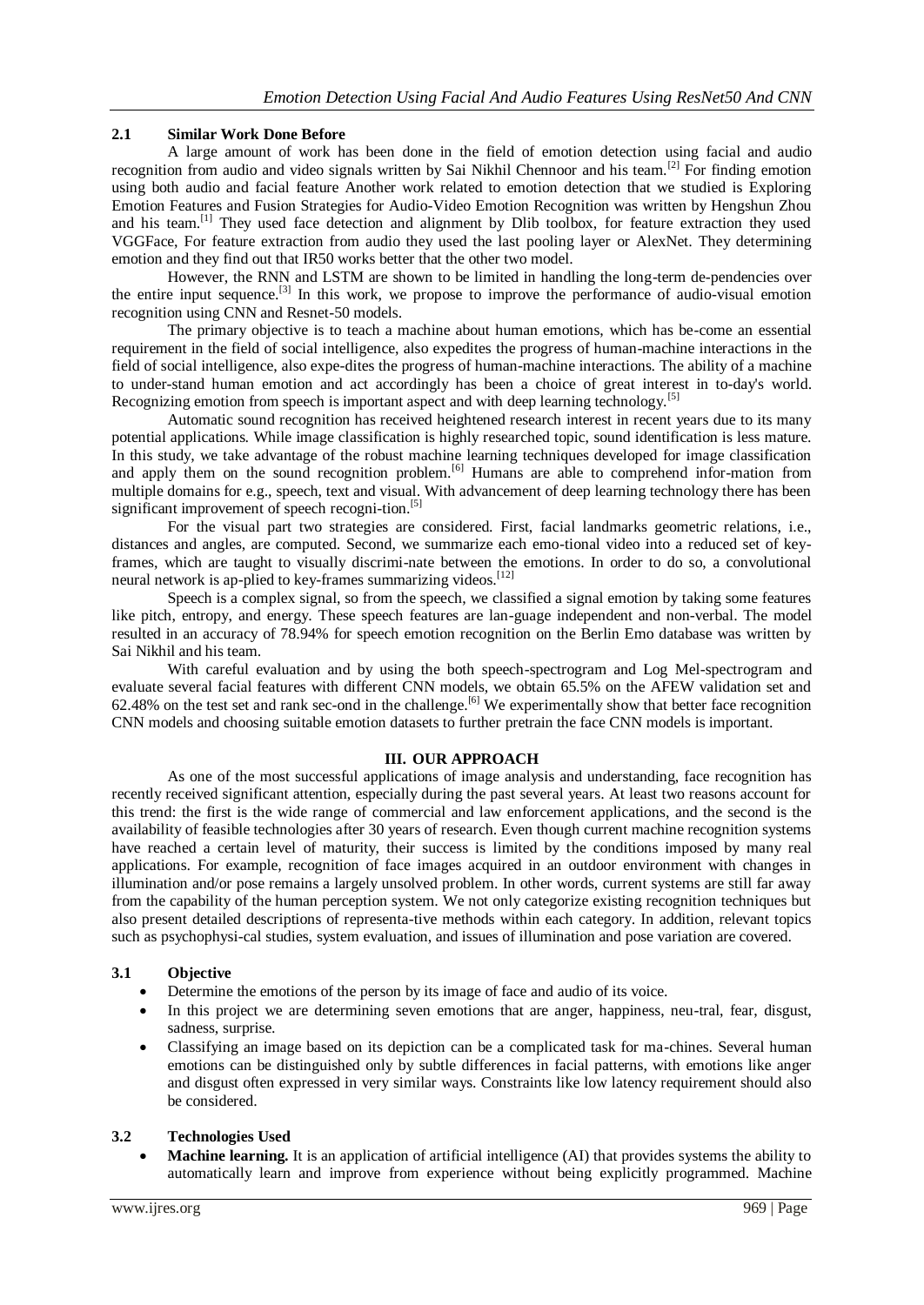### 2.1 Similar Work Done Before

A large amount of work has been done in the field of emotion detection using facial and audio recognition from audio and video signals written by Sai Nikhil Chennoor and his team.[2] For finding emotion using both audio and facial feature Another work related to emotion detection that we studied is Exploring Emotion Features and Fusion Strategies for Audio-Video Emotion Recognition was written by Hengshun Zhou and his team.[1] They used face detection and alignment by Dlib toolbox, for feature extraction they used VGGFace, For feature extraction from audio they used the last pooling layer or AlexNet. They determining emotion and they find out that IR50 works better that the other two model.

However, the RNN and LSTM are shown to be limited in handling the long-term de-pendencies over the entire input sequence.[3] In this work, we propose to improve the performance of audio-visual emotion recognition using CNN and Resnet-50 models.

The primary objective is to teach a machine about human emotions, which has be-come an essential requirement in the field of social intelligence, also expedites the progress of human-machine interactions in the field of social intelligence, also expe-dites the progress of human-machine interactions. The ability of a machine to under-stand human emotion and act accordingly has been a choice of great interest in to-day's world. Recognizing emotion from speech is important aspect and with deep learning technology.[5]

Automatic sound recognition has received heightened research interest in recent years due to its many potential applications. While image classification is highly researched topic, sound identification is less mature. In this study, we take advantage of the robust machine learning techniques developed for image classification and apply them on the sound recognition problem.[6] Humans are able to comprehend infor-mation from multiple domains for e.g., speech, text and visual. With advancement of deep learning technology there has been significant improvement of speech recogni-tion.[5]

For the visual part two strategies are considered. First, facial landmarks geometric relations, i.e., distances and angles, are computed. Second, we summarize each emo-tional video into a reduced set of key-frames, which are taught to visually discrimi-nate between the emotions. In order to do so, a convolutional neural network is ap-plied to key-frames summarizing videos.[12]

Speech is a complex signal, so from the speech, we classified a signal emotion by taking some features like pitch, entropy, and energy. These speech features are lan-guage independent and non-verbal. The model resulted in an accuracy of 78.94% for speech emotion recognition on the Berlin Emo database was written by Sai Nikhil and his team.

With careful evaluation and by using the both speech-spectrogram and Log Mel-spectrogram and evaluate several facial features with different CNN models, we obtain 65.5% on the AFEW validation set and 62.48% on the test set and rank sec-ond in the challenge.[6] We experimentally show that better face recognition CNN models and choosing suitable emotion datasets to further pretrain the face CNN models is important.

## III. OUR APPROACH

As one of the most successful applications of image analysis and understanding, face recognition has recently received significant attention, especially during the past several years. At least two reasons account for this trend: the first is the wide range of commercial and law enforcement applications, and the second is the availability of feasible technologies after 30 years of research. Even though current machine recognition systems have reached a certain level of maturity, their success is limited by the conditions imposed by many real applications. For example, recognition of face images acquired in an outdoor environment with changes in illumination and/or pose remains a largely unsolved problem. In other words, current systems are still far away from the capability of the human perception system. We not only categorize existing recognition techniques but also present detailed descriptions of representa-tive methods within each category. In addition, relevant topics such as psychophysi-cal studies, system evaluation, and issues of illumination and pose variation are covered.

### 3.1 Objective

- Determine the emotions of the person by its image of face and audio of its voice.
- In this project we are determining seven emotions that are anger, happiness, neu-tral, fear, disgust, sadness, surprise.
- Classifying an image based on its depiction can be a complicated task for ma-chines. Several human emotions can be distinguished only by subtle differences in facial patterns, with emotions like anger and disgust often expressed in very similar ways. Constraints like low latency requirement should also be considered.

### 3.2 Technologies Used

- **Machine learning.** It is an application of artificial intelligence (AI) that provides systems the ability to automatically learn and improve from experience without being explicitly programmed. Machine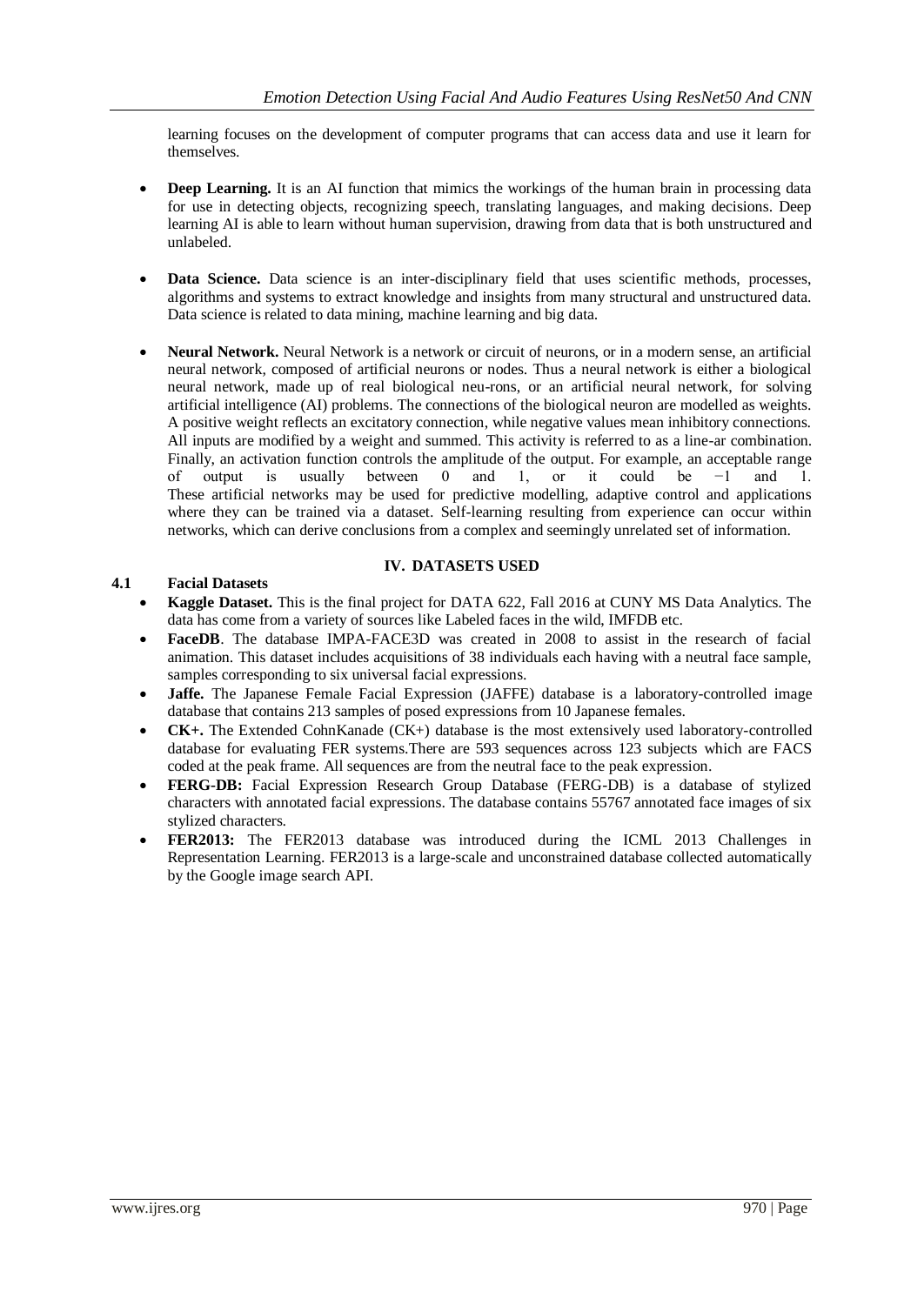learning focuses on the development of computer programs that can access data and use it learn for themselves.

- **Deep Learning.** It is an AI function that mimics the workings of the human brain in processing data for use in detecting objects, recognizing speech, translating languages, and making decisions. Deep learning AI is able to learn without human supervision, drawing from data that is both unstructured and unlabeled.

- **Data Science.** Data science is an inter-disciplinary field that uses scientific methods, processes, algorithms and systems to extract knowledge and insights from many structural and unstructured data. Data science is related to data mining, machine learning and big data.

- **Neural Network.** Neural Network is a network or circuit of neurons, or in a modern sense, an artificial neural network, composed of artificial neurons or nodes. Thus a neural network is either a biological neural network, made up of real biological neu-rons, or an artificial neural network, for solving artificial intelligence (AI) problems. The connections of the biological neuron are modelled as weights. A positive weight reflects an excitatory connection, while negative values mean inhibitory connections. All inputs are modified by a weight and summed. This activity is referred to as a line-ar combination. Finally, an activation function controls the amplitude of the output. For example, an acceptable range of output is usually between 0 and 1, or it could be −1 and 1. These artificial networks may be used for predictive modelling, adaptive control and applications where they can be trained via a dataset. Self-learning resulting from experience can occur within networks, which can derive conclusions from a complex and seemingly unrelated set of information.

## IV. DATASETS USED

### 4.1 Facial Datasets

- **Kaggle Dataset.** This is the final project for DATA 622, Fall 2016 at CUNY MS Data Analytics. The data has come from a variety of sources like Labeled faces in the wild, IMFDB etc.
- **FaceDB**. The database IMPA-FACE3D was created in 2008 to assist in the research of facial animation. This dataset includes acquisitions of 38 individuals each having with a neutral face sample, samples corresponding to six universal facial expressions.
- **Jaffe.** The Japanese Female Facial Expression (JAFFE) database is a laboratory-controlled image database that contains 213 samples of posed expressions from 10 Japanese females.
- **CK+.** The Extended CohnKanade (CK+) database is the most extensively used laboratory-controlled database for evaluating FER systems.There are 593 sequences across 123 subjects which are FACS coded at the peak frame. All sequences are from the neutral face to the peak expression.
- **FERG-DB:** Facial Expression Research Group Database (FERG-DB) is a database of stylized characters with annotated facial expressions. The database contains 55767 annotated face images of six stylized characters.
- **FER2013:** The FER2013 database was introduced during the ICML 2013 Challenges in Representation Learning. FER2013 is a large-scale and unconstrained database collected automatically by the Google image search API.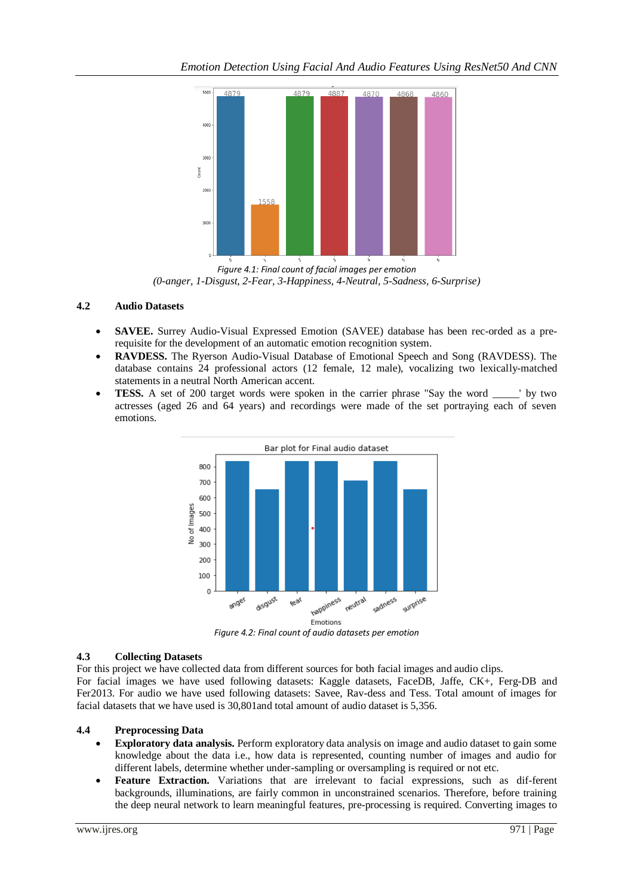Figure 4.1: Final count of facial images per emotion

*(0-anger, 1-Disgust, 2-Fear, 3-Happiness, 4-Neutral, 5-Sadness, 6-Surprise)*

## 4.2 Audio Datasets

- **SAVEE.** Surrey Audio-Visual Expressed Emotion (SAVEE) database has been rec-orded as a pre-requisite for the development of an automatic emotion recognition system.
- **RAVDESS.** The Ryerson Audio-Visual Database of Emotional Speech and Song (RAVDESS). The database contains 24 professional actors (12 female, 12 male), vocalizing two lexically-matched statements in a neutral North American accent.
- **TESS.** A set of 200 target words were spoken in the carrier phrase "Say the word _____' by two actresses (aged 26 and 64 years) and recordings were made of the set portraying each of seven emotions.

*Figure 4.2: Final count of audio datasets per emotion*

## 4.3 Collecting Datasets

For this project we have collected data from different sources for both facial images and audio clips.
For facial images we have used following datasets: Kaggle datasets, FaceDB, Jaffe, CK+, Ferg-DB and Fer2013. For audio we have used following datasets: Savee, Rav-dess and Tess. Total amount of images for facial datasets that we have used is 30,801and total amount of audio dataset is 5,356.

## 4.4 Preprocessing Data

- **Exploratory data analysis.** Perform exploratory data analysis on image and audio dataset to gain some knowledge about the data i.e., how data is represented, counting number of images and audio for different labels, determine whether under-sampling or oversampling is required or not etc.
- **Feature Extraction.** Variations that are irrelevant to facial expressions, such as dif-ferent backgrounds, illuminations, are fairly common in unconstrained scenarios. Therefore, before training the deep neural network to learn meaningful features, pre-processing is required. Converting images to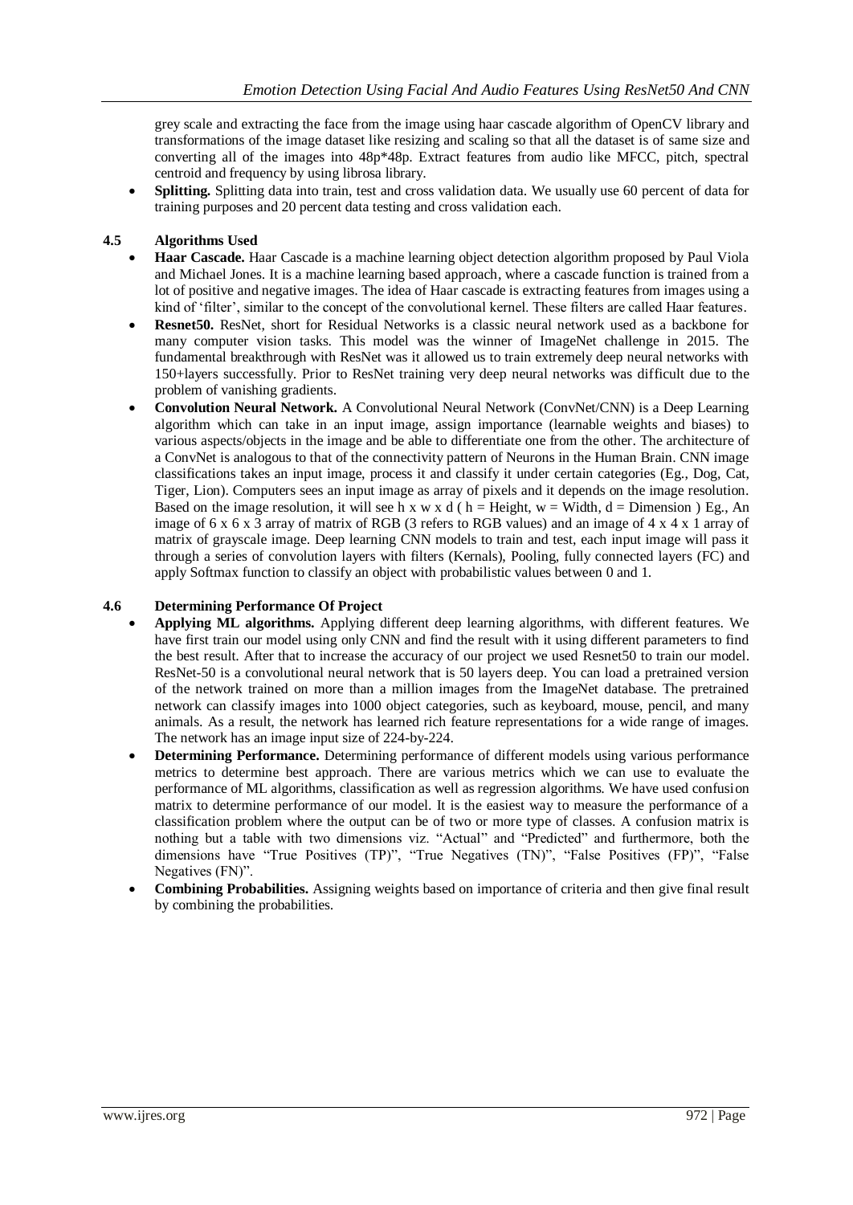grey scale and extracting the face from the image using haar cascade algorithm of OpenCV library and transformations of the image dataset like resizing and scaling so that all the dataset is of same size and converting all of the images into 48p*48p. Extract features from audio like MFCC, pitch, spectral centroid and frequency by using librosa library.

- **Splitting.** Splitting data into train, test and cross validation data. We usually use 60 percent of data for training purposes and 20 percent data testing and cross validation each.

### 4.5 Algorithms Used

- **Haar Cascade.** Haar Cascade is a machine learning object detection algorithm proposed by Paul Viola and Michael Jones. It is a machine learning based approach, where a cascade function is trained from a lot of positive and negative images. The idea of Haar cascade is extracting features from images using a kind of 'filter', similar to the concept of the convolutional kernel. These filters are called Haar features.
- **Resnet50.** ResNet, short for Residual Networks is a classic neural network used as a backbone for many computer vision tasks. This model was the winner of ImageNet challenge in 2015. The fundamental breakthrough with ResNet was it allowed us to train extremely deep neural networks with 150+layers successfully. Prior to ResNet training very deep neural networks was difficult due to the problem of vanishing gradients.
- **Convolution Neural Network.** A Convolutional Neural Network (ConvNet/CNN) is a Deep Learning algorithm which can take in an input image, assign importance (learnable weights and biases) to various aspects/objects in the image and be able to differentiate one from the other. The architecture of a ConvNet is analogous to that of the connectivity pattern of Neurons in the Human Brain. CNN image classifications takes an input image, process it and classify it under certain categories (Eg., Dog, Cat, Tiger, Lion). Computers sees an input image as array of pixels and it depends on the image resolution. Based on the image resolution, it will see h x w x d ( h = Height, w = Width, d = Dimension ) Eg., An image of 6 x 6 x 3 array of matrix of RGB (3 refers to RGB values) and an image of 4 x 4 x 1 array of matrix of grayscale image. Deep learning CNN models to train and test, each input image will pass it through a series of convolution layers with filters (Kernals), Pooling, fully connected layers (FC) and apply Softmax function to classify an object with probabilistic values between 0 and 1.

### 4.6 Determining Performance Of Project

- **Applying ML algorithms.** Applying different deep learning algorithms, with different features. We have first train our model using only CNN and find the result with it using different parameters to find the best result. After that to increase the accuracy of our project we used Resnet50 to train our model. ResNet-50 is a convolutional neural network that is 50 layers deep. You can load a pretrained version of the network trained on more than a million images from the ImageNet database. The pretrained network can classify images into 1000 object categories, such as keyboard, mouse, pencil, and many animals. As a result, the network has learned rich feature representations for a wide range of images. The network has an image input size of 224-by-224.
- **Determining Performance.** Determining performance of different models using various performance metrics to determine best approach. There are various metrics which we can use to evaluate the performance of ML algorithms, classification as well as regression algorithms. We have used confusion matrix to determine performance of our model. It is the easiest way to measure the performance of a classification problem where the output can be of two or more type of classes. A confusion matrix is nothing but a table with two dimensions viz. "Actual" and "Predicted" and furthermore, both the dimensions have "True Positives (TP)", "True Negatives (TN)", "False Positives (FP)", "False Negatives (FN)".
- **Combining Probabilities.** Assigning weights based on importance of criteria and then give final result by combining the probabilities.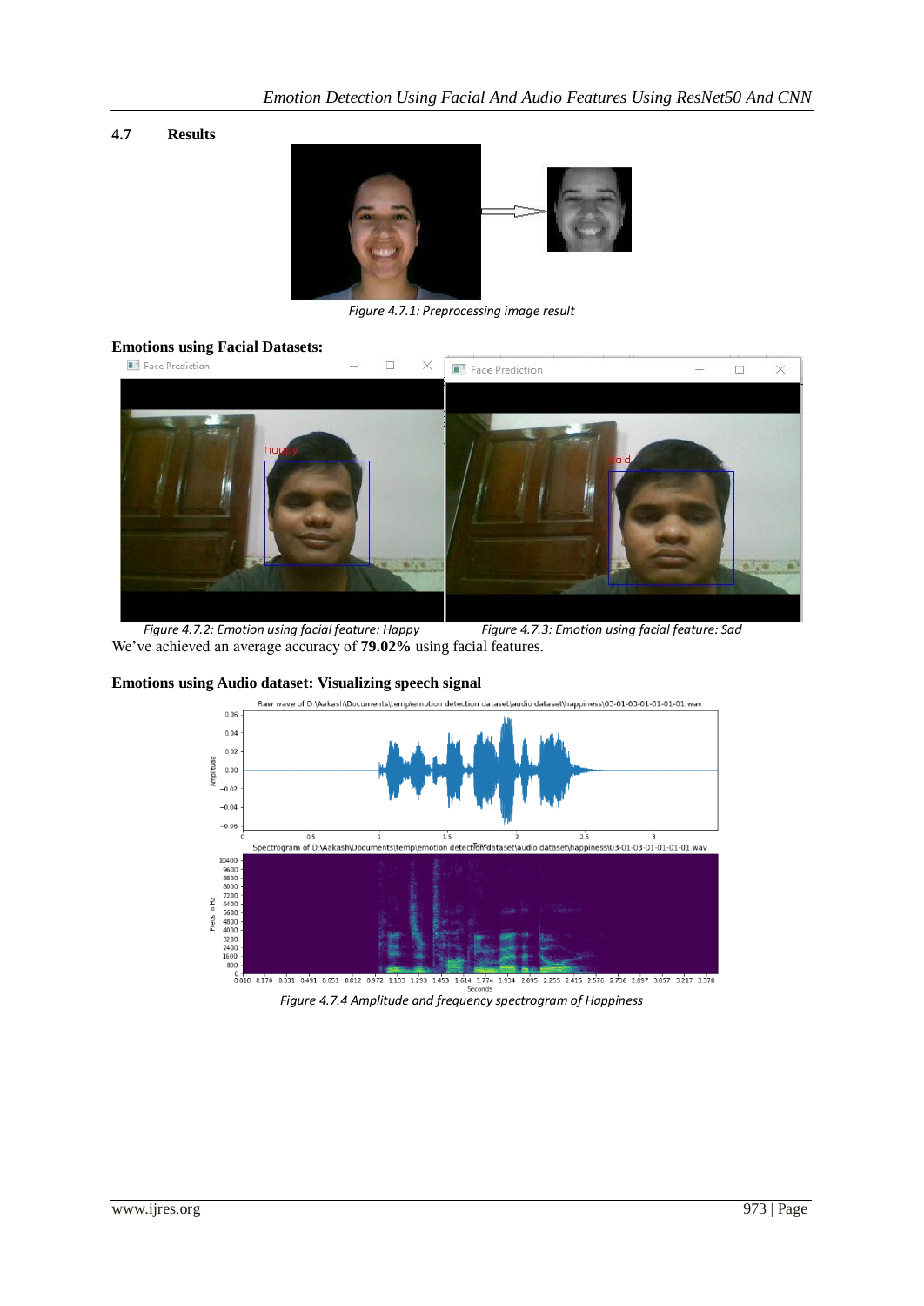## 4.7 Results

*Figure 4.7.1: Preprocessing image result*

### Emotions using Facial Datasets:

*Figure 4.7.2: Emotion using facial feature: Happy*

*Figure 4.7.3: Emotion using facial feature: Sad*

We've achieved an average accuracy of **79.02%** using facial features.

### Emotions using Audio dataset: Visualizing speech signal

*Figure 4.7.4 Amplitude and frequency spectrogram of Happiness*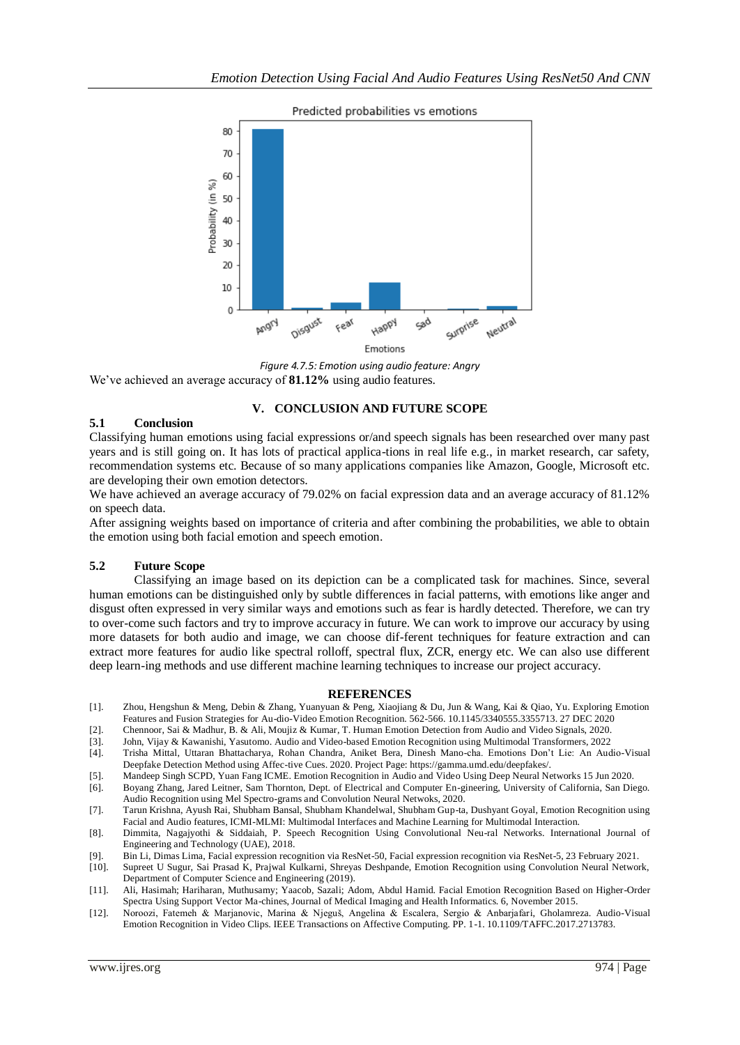Predicted probabilities vs emotions

Probability (in %)

80
70
60
50
40
30
20
10
0

Angry Disgust Fear Happy Sad Surprise Neutral

Emotions

*Figure 4.7.5: Emotion using audio feature: Angry*

We've achieved an average accuracy of **81.12%** using audio features.

## V. CONCLUSION AND FUTURE SCOPE

### 5.1 Conclusion

Classifying human emotions using facial expressions or/and speech signals has been researched over many past years and is still going on. It has lots of practical applica-tions in real life e.g., in market research, car safety, recommendation systems etc. Because of so many applications companies like Amazon, Google, Microsoft etc. are developing their own emotion detectors.

We have achieved an average accuracy of 79.02% on facial expression data and an average accuracy of 81.12% on speech data.

After assigning weights based on importance of criteria and after combining the probabilities, we able to obtain the emotion using both facial emotion and speech emotion.

### 5.2 Future Scope

Classifying an image based on its depiction can be a complicated task for machines. Since, several human emotions can be distinguished only by subtle differences in facial patterns, with emotions like anger and disgust often expressed in very similar ways and emotions such as fear is hardly detected. Therefore, we can try to over-come such factors and try to improve accuracy in future. We can work to improve our accuracy by using more datasets for both audio and image, we can choose dif-ferent techniques for feature extraction and can extract more features for audio like spectral rolloff, spectral flux, ZCR, energy etc. We can also use different deep learn-ing methods and use different machine learning techniques to increase our project accuracy.

## REFERENCES

[1]. Zhou, Hengshun & Meng, Debin & Zhang, Yuanyuan & Peng, Xiaojiang & Du, Jun & Wang, Kai & Qiao, Yu. Exploring Emotion Features and Fusion Strategies for Au-dio-Video Emotion Recognition. 562-566. 10.1145/3340555.3355713. 27 DEC 2020

[2]. Chennoor, Sai & Madhur, B. & Ali, Moujiz & Kumar, T. Human Emotion Detection from Audio and Video Signals, 2020.

[3]. John, Vijay & Kawanishi, Yasutomo. Audio and Video-based Emotion Recognition using Multimodal Transformers, 2022

[4]. Trisha Mittal, Uttaran Bhattacharya, Rohan Chandra, Aniket Bera, Dinesh Mano-cha. Emotions Don't Lie: An Audio-Visual Deepfake Detection Method using Affec-tive Cues. 2020. Project Page: https://gamma.umd.edu/deepfakes/.

[5]. Mandeep Singh SCPD, Yuan Fang ICME. Emotion Recognition in Audio and Video Using Deep Neural Networks 15 Jun 2020.

[6]. Boyang Zhang, Jared Leitner, Sam Thornton, Dept. of Electrical and Computer En-gineering, University of California, San Diego. Audio Recognition using Mel Spectro-grams and Convolution Neural Netwoks, 2020.

[7]. Tarun Krishna, Ayush Rai, Shubham Bansal, Shubham Khandelwal, Shubham Gup-ta, Dushyant Goyal, Emotion Recognition using Facial and Audio features, ICMI-MLMI: Multimodal Interfaces and Machine Learning for Multimodal Interaction.

[8]. Dimmita, Nagajyothi & Siddaiah, P. Speech Recognition Using Convolutional Neu-ral Networks. International Journal of Engineering and Technology (UAE), 2018.

[9]. Bin Li, Dimas Lima, Facial expression recognition via ResNet-50, Facial expression recognition via ResNet-5, 23 February 2021.

[10]. Supreet U Sugur, Sai Prasad K, Prajwal Kulkarni, Shreyas Deshpande, Emotion Recognition using Convolution Neural Network, Department of Computer Science and Engineering (2019).

[11]. Ali, Hasimah; Hariharan, Muthusamy; Yaacob, Sazali; Adom, Abdul Hamid. Facial Emotion Recognition Based on Higher-Order Spectra Using Support Vector Ma-chines, Journal of Medical Imaging and Health Informatics. 6, November 2015.

[12]. Noroozi, Fatemeh & Marjanovic, Marina & Njeguš, Angelina & Escalera, Sergio & Anbarjafari, Gholamreza. Audio-Visual Emotion Recognition in Video Clips. IEEE Transactions on Affective Computing. PP. 1-1. 10.1109/TAFFC.2017.2713783.